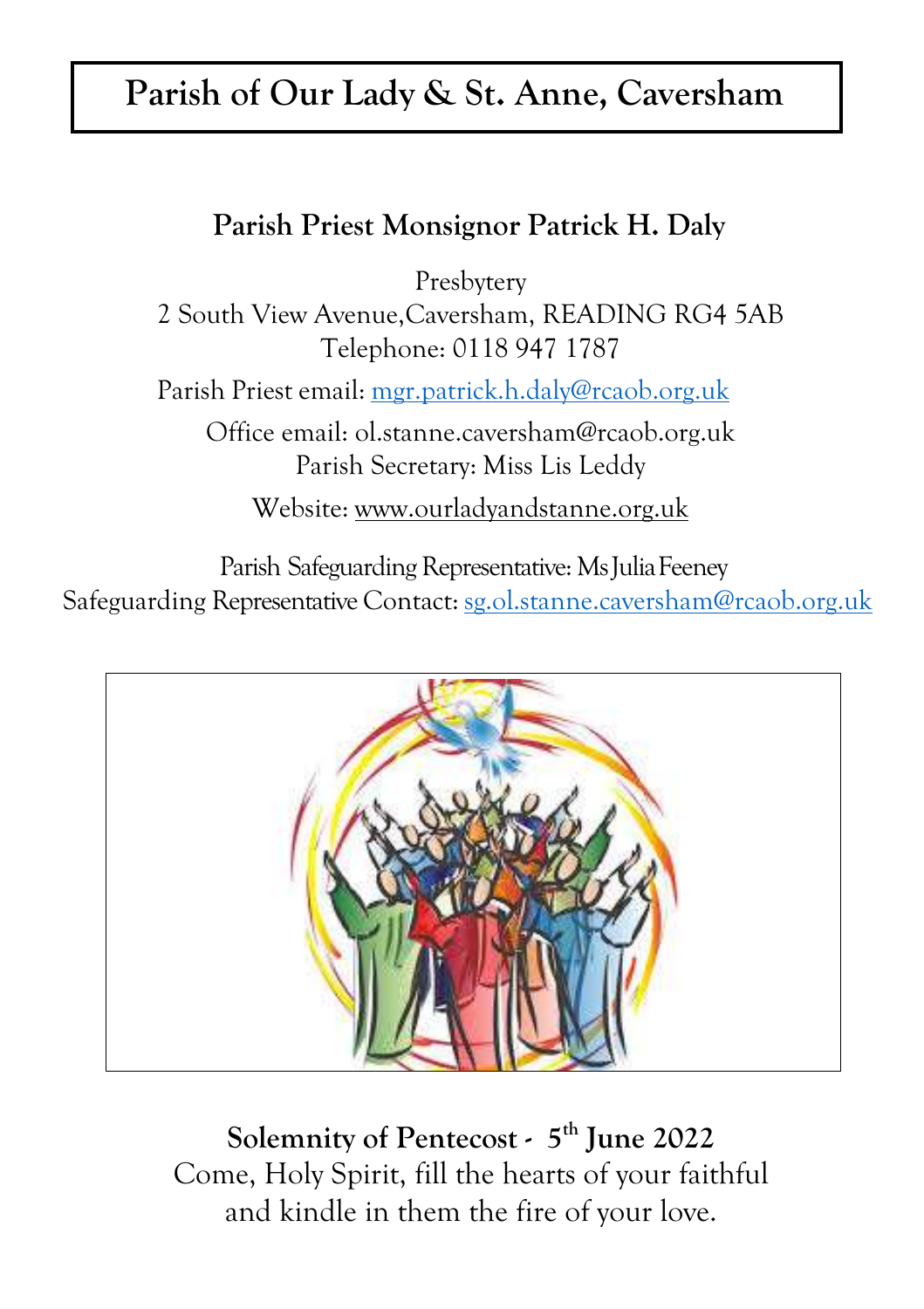# Parish of Our Lady & St. Anne, Caversham

**Parish Priest Monsignor Patrick H. Daly**

Presbytery
2 South View Avenue,Caversham, READING RG4 5AB
Telephone: 0118 947 1787

Parish Priest email: mgr.patrick.h.daly@rcaob.org.uk

Office email: ol.stanne.caversham@rcaob.org.uk
Parish Secretary: Miss Lis Leddy

Website: www.ourladyandstanne.org.uk

Parish Safeguarding Representative: Ms Julia Feeney
Safeguarding Representative Contact: sg.ol.stanne.caversham@rcaob.org.uk

**Solemnity of Pentecost - 5th June 2022**
Come, Holy Spirit, fill the hearts of your faithful
and kindle in them the fire of your love.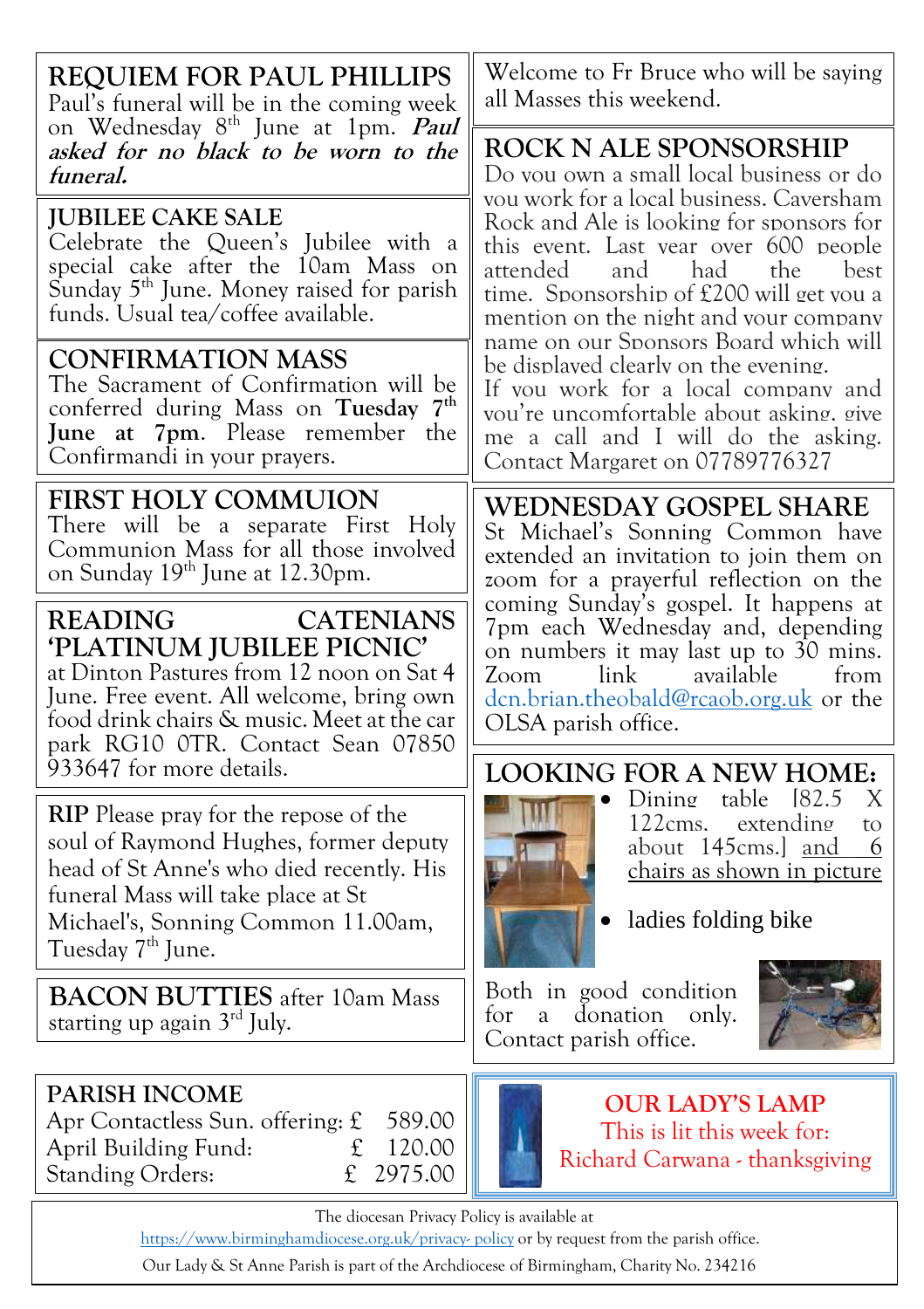## REQUIEM FOR PAUL PHILLIPS

Paul's funeral will be in the coming week on Wednesday 8th June at 1pm. ***Paul asked for no black to be worn to the funeral.***

## JUBILEE CAKE SALE

Celebrate the Queen's Jubilee with a special cake after the 10am Mass on Sunday 5th June. Money raised for parish funds. Usual tea/coffee available.

## CONFIRMATION MASS

The Sacrament of Confirmation will be conferred during Mass on **Tuesday 7th June at 7pm**. Please remember the Confirmandi in your prayers.

## FIRST HOLY COMMUION

There will be a separate First Holy Communion Mass for all those involved on Sunday 19th June at 12.30pm.

## READING CATENIANS 'PLATINUM JUBILEE PICNIC'

at Dinton Pastures from 12 noon on Sat 4 June. Free event. All welcome, bring own food drink chairs & music. Meet at the car park RG10 0TR. Contact Sean 07850 933647 for more details.

**RIP** Please pray for the repose of the soul of Raymond Hughes, former deputy head of St Anne's who died recently. His funeral Mass will take place at St Michael's, Sonning Common 11.00am, Tuesday 7th June.

**BACON BUTTIES** after 10am Mass starting up again 3rd July.

## PARISH INCOME

| | |
|---|---|
| Apr Contactless Sun. offering: | £ 589.00 |
| April Building Fund: | £ 120.00 |
| Standing Orders: | £ 2975.00 |

Welcome to Fr Bruce who will be saying all Masses this weekend.

## ROCK N ALE SPONSORSHIP

Do you own a small local business or do you work for a local business. Caversham Rock and Ale is looking for sponsors for this event. Last year over 600 people attended and had the best time. Sponsorship of £200 will get you a mention on the night and your company name on our Sponsors Board which will be displayed clearly on the evening.
If you work for a local company and you're uncomfortable about asking, give me a call and I will do the asking. Contact Margaret on 07789776327

## WEDNESDAY GOSPEL SHARE

St Michael's Sonning Common have extended an invitation to join them on zoom for a prayerful reflection on the coming Sunday's gospel. It happens at 7pm each Wednesday and, depending on numbers it may last up to 30 mins. Zoom link available from dcn.brian.theobald@rcaob.org.uk or the OLSA parish office.

## LOOKING FOR A NEW HOME:

- Dining table [82.5 X 122cms. extending to about 145cms.] and 6 chairs as shown in picture
- ladies folding bike

Both in good condition for a donation only. Contact parish office.

## OUR LADY'S LAMP

This is lit this week for:
Richard Carwana - thanksgiving

The diocesan Privacy Policy is available at https://www.birminghamdiocese.org.uk/privacy- policy or by request from the parish office.

Our Lady & St Anne Parish is part of the Archdiocese of Birmingham, Charity No. 234216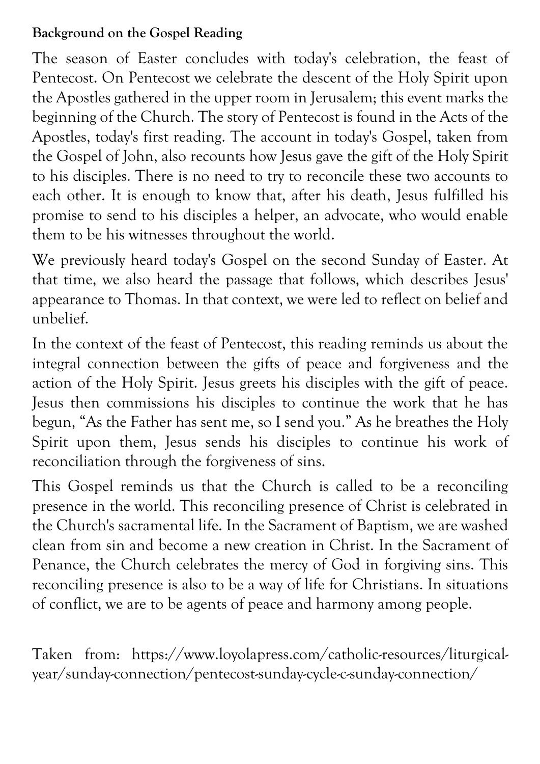**Background on the Gospel Reading**

The season of Easter concludes with today's celebration, the feast of Pentecost. On Pentecost we celebrate the descent of the Holy Spirit upon the Apostles gathered in the upper room in Jerusalem; this event marks the beginning of the Church. The story of Pentecost is found in the Acts of the Apostles, today's first reading. The account in today's Gospel, taken from the Gospel of John, also recounts how Jesus gave the gift of the Holy Spirit to his disciples. There is no need to try to reconcile these two accounts to each other. It is enough to know that, after his death, Jesus fulfilled his promise to send to his disciples a helper, an advocate, who would enable them to be his witnesses throughout the world.

We previously heard today's Gospel on the second Sunday of Easter. At that time, we also heard the passage that follows, which describes Jesus' appearance to Thomas. In that context, we were led to reflect on belief and unbelief.

In the context of the feast of Pentecost, this reading reminds us about the integral connection between the gifts of peace and forgiveness and the action of the Holy Spirit. Jesus greets his disciples with the gift of peace. Jesus then commissions his disciples to continue the work that he has begun, "As the Father has sent me, so I send you." As he breathes the Holy Spirit upon them, Jesus sends his disciples to continue his work of reconciliation through the forgiveness of sins.

This Gospel reminds us that the Church is called to be a reconciling presence in the world. This reconciling presence of Christ is celebrated in the Church's sacramental life. In the Sacrament of Baptism, we are washed clean from sin and become a new creation in Christ. In the Sacrament of Penance, the Church celebrates the mercy of God in forgiving sins. This reconciling presence is also to be a way of life for Christians. In situations of conflict, we are to be agents of peace and harmony among people.

Taken from: https://www.loyolapress.com/catholic-resources/liturgical-year/sunday-connection/pentecost-sunday-cycle-c-sunday-connection/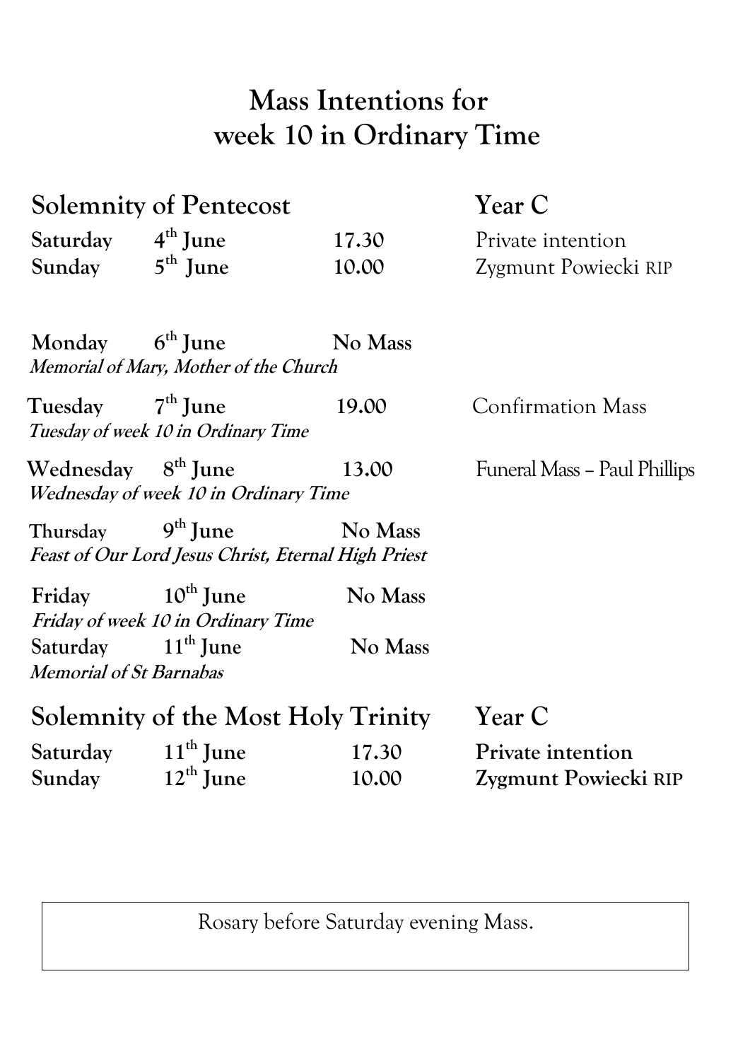# Mass Intentions for week 10 in Ordinary Time

## Solemnity of Pentecost — Year C

| | | | |
|---|---|---|---|
| **Saturday** | **4th June** | **17.30** | Private intention |
| **Sunday** | **5th June** | **10.00** | Zygmunt Powiecki RIP |

| | | | |
|---|---|---|---|
| **Monday** | **6th June** | **No Mass** | |
| ***Memorial of Mary, Mother of the Church*** | | | |
| **Tuesday** | **7th June** | **19.00** | Confirmation Mass |
| ***Tuesday of week 10 in Ordinary Time*** | | | |
| **Wednesday** | **8th June** | **13.00** | Funeral Mass – Paul Phillips |
| ***Wednesday of week 10 in Ordinary Time*** | | | |
| **Thursday** | **9th June** | **No Mass** | |
| ***Feast of Our Lord Jesus Christ, Eternal High Priest*** | | | |
| **Friday** | **10th June** | **No Mass** | |
| ***Friday of week 10 in Ordinary Time*** | | | |
| **Saturday** | **11th June** | **No Mass** | |
| ***Memorial of St Barnabas*** | | | |

## Solemnity of the Most Holy Trinity — Year C

| | | | |
|---|---|---|---|
| **Saturday** | **11th June** | **17.30** | **Private intention** |
| **Sunday** | **12th June** | **10.00** | **Zygmunt Powiecki RIP** |

Rosary before Saturday evening Mass.